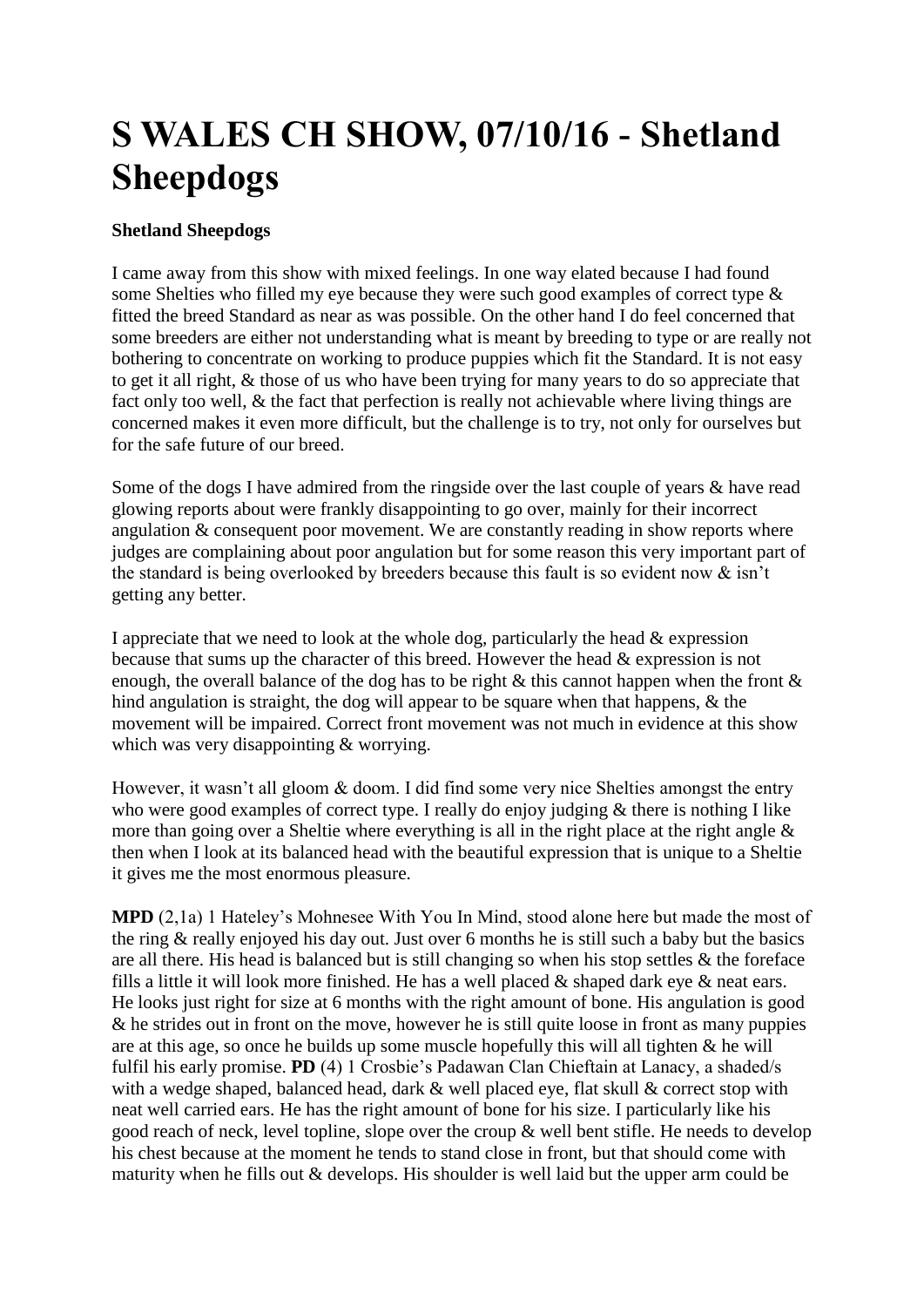# S WALES CH SHOW, 07/10/16 - Shetland Sheepdogs

**Shetland Sheepdogs**

I came away from this show with mixed feelings. In one way elated because I had found some Shelties who filled my eye because they were such good examples of correct type & fitted the breed Standard as near as was possible. On the other hand I do feel concerned that some breeders are either not understanding what is meant by breeding to type or are really not bothering to concentrate on working to produce puppies which fit the Standard. It is not easy to get it all right, & those of us who have been trying for many years to do so appreciate that fact only too well, & the fact that perfection is really not achievable where living things are concerned makes it even more difficult, but the challenge is to try, not only for ourselves but for the safe future of our breed.

Some of the dogs I have admired from the ringside over the last couple of years & have read glowing reports about were frankly disappointing to go over, mainly for their incorrect angulation & consequent poor movement. We are constantly reading in show reports where judges are complaining about poor angulation but for some reason this very important part of the standard is being overlooked by breeders because this fault is so evident now & isn't getting any better.

I appreciate that we need to look at the whole dog, particularly the head & expression because that sums up the character of this breed. However the head & expression is not enough, the overall balance of the dog has to be right & this cannot happen when the front & hind angulation is straight, the dog will appear to be square when that happens, & the movement will be impaired. Correct front movement was not much in evidence at this show which was very disappointing & worrying.

However, it wasn't all gloom & doom. I did find some very nice Shelties amongst the entry who were good examples of correct type. I really do enjoy judging & there is nothing I like more than going over a Sheltie where everything is all in the right place at the right angle & then when I look at its balanced head with the beautiful expression that is unique to a Sheltie it gives me the most enormous pleasure.

**MPD** (2,1a) 1 Hateley's Mohnesee With You In Mind, stood alone here but made the most of the ring & really enjoyed his day out. Just over 6 months he is still such a baby but the basics are all there. His head is balanced but is still changing so when his stop settles & the foreface fills a little it will look more finished. He has a well placed & shaped dark eye & neat ears. He looks just right for size at 6 months with the right amount of bone. His angulation is good & he strides out in front on the move, however he is still quite loose in front as many puppies are at this age, so once he builds up some muscle hopefully this will all tighten & he will fulfil his early promise. **PD** (4) 1 Crosbie's Padawan Clan Chieftain at Lanacy, a shaded/s with a wedge shaped, balanced head, dark & well placed eye, flat skull & correct stop with neat well carried ears. He has the right amount of bone for his size. I particularly like his good reach of neck, level topline, slope over the croup & well bent stifle. He needs to develop his chest because at the moment he tends to stand close in front, but that should come with maturity when he fills out & develops. His shoulder is well laid but the upper arm could be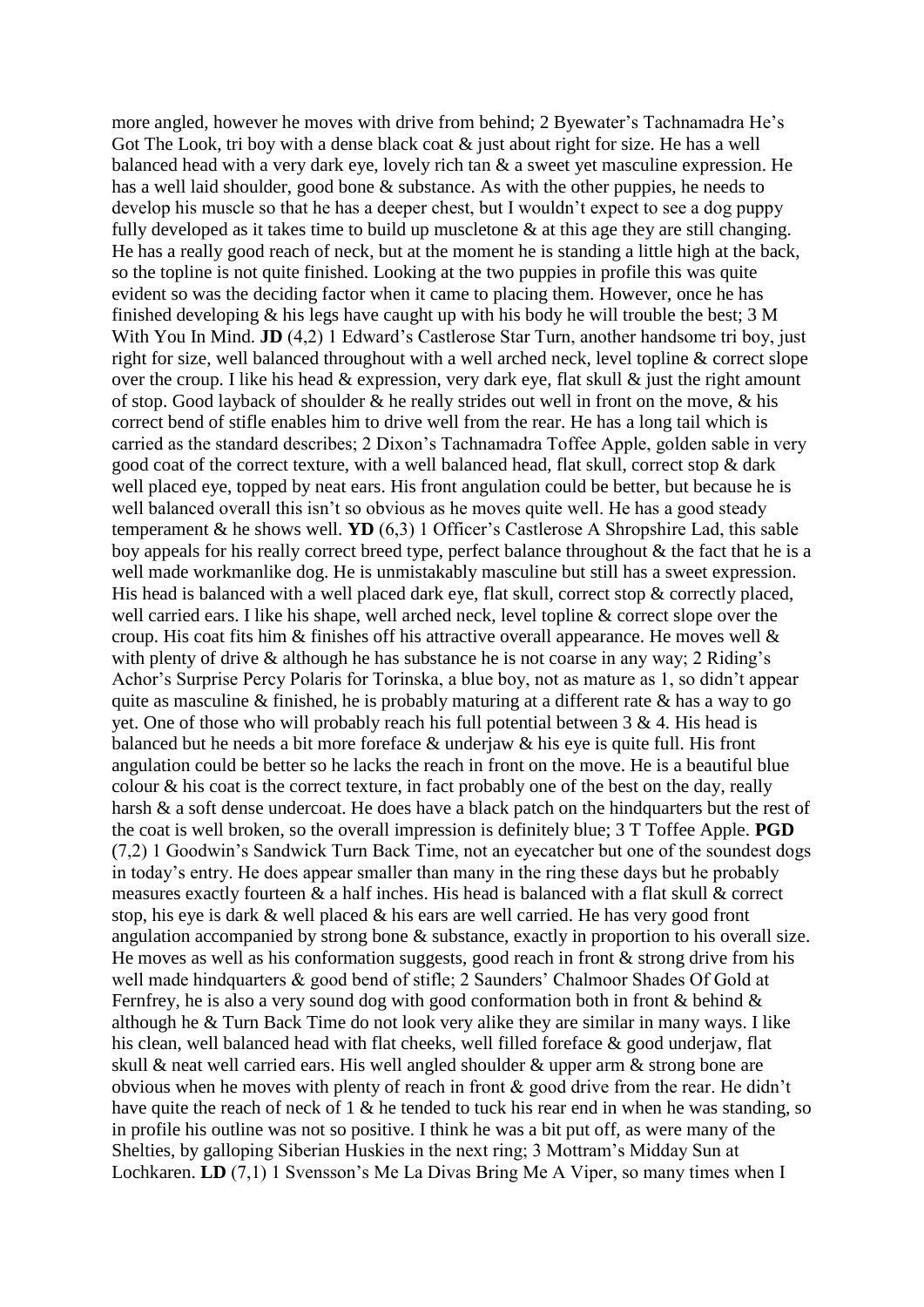more angled, however he moves with drive from behind; 2 Byewater's Tachnamadra He's Got The Look, tri boy with a dense black coat & just about right for size. He has a well balanced head with a very dark eye, lovely rich tan & a sweet yet masculine expression. He has a well laid shoulder, good bone & substance. As with the other puppies, he needs to develop his muscle so that he has a deeper chest, but I wouldn't expect to see a dog puppy fully developed as it takes time to build up muscletone & at this age they are still changing. He has a really good reach of neck, but at the moment he is standing a little high at the back, so the topline is not quite finished. Looking at the two puppies in profile this was quite evident so was the deciding factor when it came to placing them. However, once he has finished developing & his legs have caught up with his body he will trouble the best; 3 M With You In Mind. **JD** (4,2) 1 Edward's Castlerose Star Turn, another handsome tri boy, just right for size, well balanced throughout with a well arched neck, level topline & correct slope over the croup. I like his head & expression, very dark eye, flat skull & just the right amount of stop. Good layback of shoulder & he really strides out well in front on the move, & his correct bend of stifle enables him to drive well from the rear. He has a long tail which is carried as the standard describes; 2 Dixon's Tachnamadra Toffee Apple, golden sable in very good coat of the correct texture, with a well balanced head, flat skull, correct stop & dark well placed eye, topped by neat ears. His front angulation could be better, but because he is well balanced overall this isn't so obvious as he moves quite well. He has a good steady temperament & he shows well. **YD** (6,3) 1 Officer's Castlerose A Shropshire Lad, this sable boy appeals for his really correct breed type, perfect balance throughout & the fact that he is a well made workmanlike dog. He is unmistakably masculine but still has a sweet expression. His head is balanced with a well placed dark eye, flat skull, correct stop & correctly placed, well carried ears. I like his shape, well arched neck, level topline & correct slope over the croup. His coat fits him & finishes off his attractive overall appearance. He moves well & with plenty of drive & although he has substance he is not coarse in any way; 2 Riding's Achor's Surprise Percy Polaris for Torinska, a blue boy, not as mature as 1, so didn't appear quite as masculine & finished, he is probably maturing at a different rate & has a way to go yet. One of those who will probably reach his full potential between 3 & 4. His head is balanced but he needs a bit more foreface & underjaw & his eye is quite full. His front angulation could be better so he lacks the reach in front on the move. He is a beautiful blue colour & his coat is the correct texture, in fact probably one of the best on the day, really harsh & a soft dense undercoat. He does have a black patch on the hindquarters but the rest of the coat is well broken, so the overall impression is definitely blue; 3 T Toffee Apple. **PGD** (7,2) 1 Goodwin's Sandwick Turn Back Time, not an eyecatcher but one of the soundest dogs in today's entry. He does appear smaller than many in the ring these days but he probably measures exactly fourteen & a half inches. His head is balanced with a flat skull & correct stop, his eye is dark & well placed & his ears are well carried. He has very good front angulation accompanied by strong bone & substance, exactly in proportion to his overall size. He moves as well as his conformation suggests, good reach in front & strong drive from his well made hindquarters & good bend of stifle; 2 Saunders' Chalmoor Shades Of Gold at Fernfrey, he is also a very sound dog with good conformation both in front & behind & although he & Turn Back Time do not look very alike they are similar in many ways. I like his clean, well balanced head with flat cheeks, well filled foreface & good underjaw, flat skull & neat well carried ears. His well angled shoulder & upper arm & strong bone are obvious when he moves with plenty of reach in front & good drive from the rear. He didn't have quite the reach of neck of 1 & he tended to tuck his rear end in when he was standing, so in profile his outline was not so positive. I think he was a bit put off, as were many of the Shelties, by galloping Siberian Huskies in the next ring; 3 Mottram's Midday Sun at Lochkaren. **LD** (7,1) 1 Svensson's Me La Divas Bring Me A Viper, so many times when I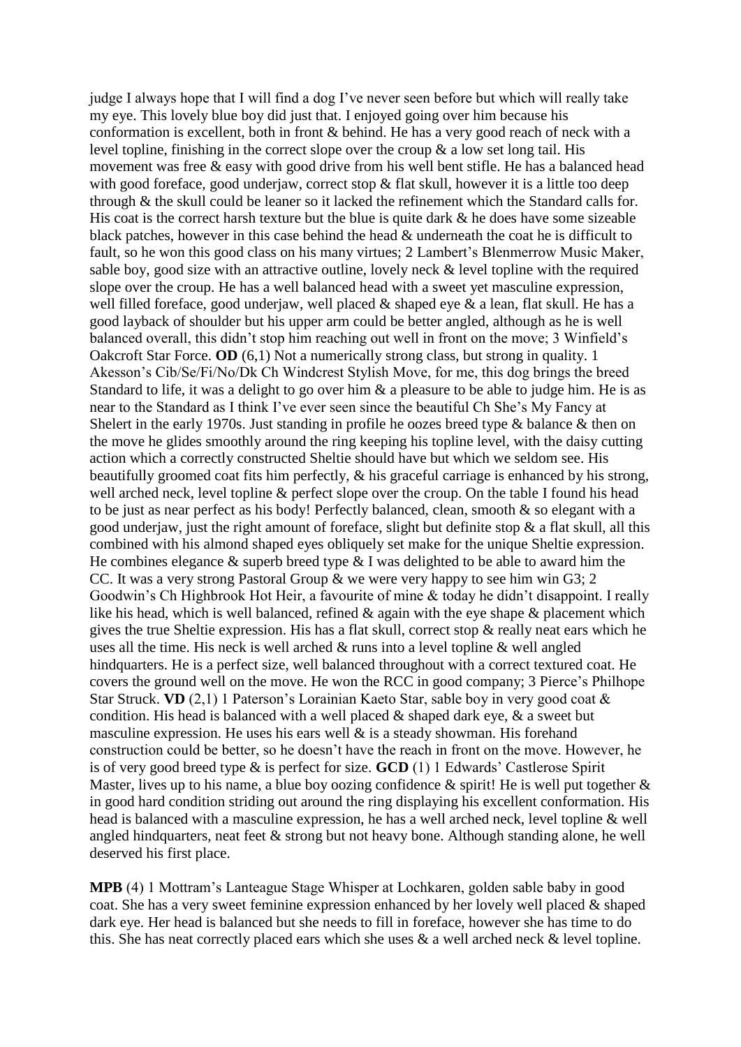judge I always hope that I will find a dog I've never seen before but which will really take my eye. This lovely blue boy did just that. I enjoyed going over him because his conformation is excellent, both in front & behind. He has a very good reach of neck with a level topline, finishing in the correct slope over the croup & a low set long tail. His movement was free & easy with good drive from his well bent stifle. He has a balanced head with good foreface, good underjaw, correct stop & flat skull, however it is a little too deep through & the skull could be leaner so it lacked the refinement which the Standard calls for. His coat is the correct harsh texture but the blue is quite dark & he does have some sizeable black patches, however in this case behind the head & underneath the coat he is difficult to fault, so he won this good class on his many virtues; 2 Lambert's Blenmerrow Music Maker, sable boy, good size with an attractive outline, lovely neck & level topline with the required slope over the croup. He has a well balanced head with a sweet yet masculine expression, well filled foreface, good underjaw, well placed & shaped eye & a lean, flat skull. He has a good layback of shoulder but his upper arm could be better angled, although as he is well balanced overall, this didn't stop him reaching out well in front on the move; 3 Winfield's Oakcroft Star Force. **OD** (6,1) Not a numerically strong class, but strong in quality. 1 Akesson's Cib/Se/Fi/No/Dk Ch Windcrest Stylish Move, for me, this dog brings the breed Standard to life, it was a delight to go over him & a pleasure to be able to judge him. He is as near to the Standard as I think I've ever seen since the beautiful Ch She's My Fancy at Shelert in the early 1970s. Just standing in profile he oozes breed type & balance & then on the move he glides smoothly around the ring keeping his topline level, with the daisy cutting action which a correctly constructed Sheltie should have but which we seldom see. His beautifully groomed coat fits him perfectly, & his graceful carriage is enhanced by his strong, well arched neck, level topline & perfect slope over the croup. On the table I found his head to be just as near perfect as his body! Perfectly balanced, clean, smooth & so elegant with a good underjaw, just the right amount of foreface, slight but definite stop & a flat skull, all this combined with his almond shaped eyes obliquely set make for the unique Sheltie expression. He combines elegance & superb breed type & I was delighted to be able to award him the CC. It was a very strong Pastoral Group & we were very happy to see him win G3; 2 Goodwin's Ch Highbrook Hot Heir, a favourite of mine & today he didn't disappoint. I really like his head, which is well balanced, refined & again with the eye shape & placement which gives the true Sheltie expression. He has a flat skull, correct stop & really neat ears which he uses all the time. His neck is well arched & runs into a level topline & well angled hindquarters. He is a perfect size, well balanced throughout with a correct textured coat. He covers the ground well on the move. He won the RCC in good company; 3 Pierce's Philhope Star Struck. **VD** (2,1) 1 Paterson's Lorainian Kaeto Star, sable boy in very good coat & condition. His head is balanced with a well placed & shaped dark eye, & a sweet but masculine expression. He uses his ears well & is a steady showman. His forehand construction could be better, so he doesn't have the reach in front on the move. However, he is of very good breed type & is perfect for size. **GCD** (1) 1 Edwards' Castlerose Spirit Master, lives up to his name, a blue boy oozing confidence & spirit! He is well put together & in good hard condition striding out around the ring displaying his excellent conformation. His head is balanced with a masculine expression, he has a well arched neck, level topline & well angled hindquarters, neat feet & strong but not heavy bone. Although standing alone, he well deserved his first place.

**MPB** (4) 1 Mottram's Lanteague Stage Whisper at Lochkaren, golden sable baby in good coat. She has a very sweet feminine expression enhanced by her lovely well placed & shaped dark eye. Her head is balanced but she needs to fill in foreface, however she has time to do this. She has neat correctly placed ears which she uses & a well arched neck & level topline.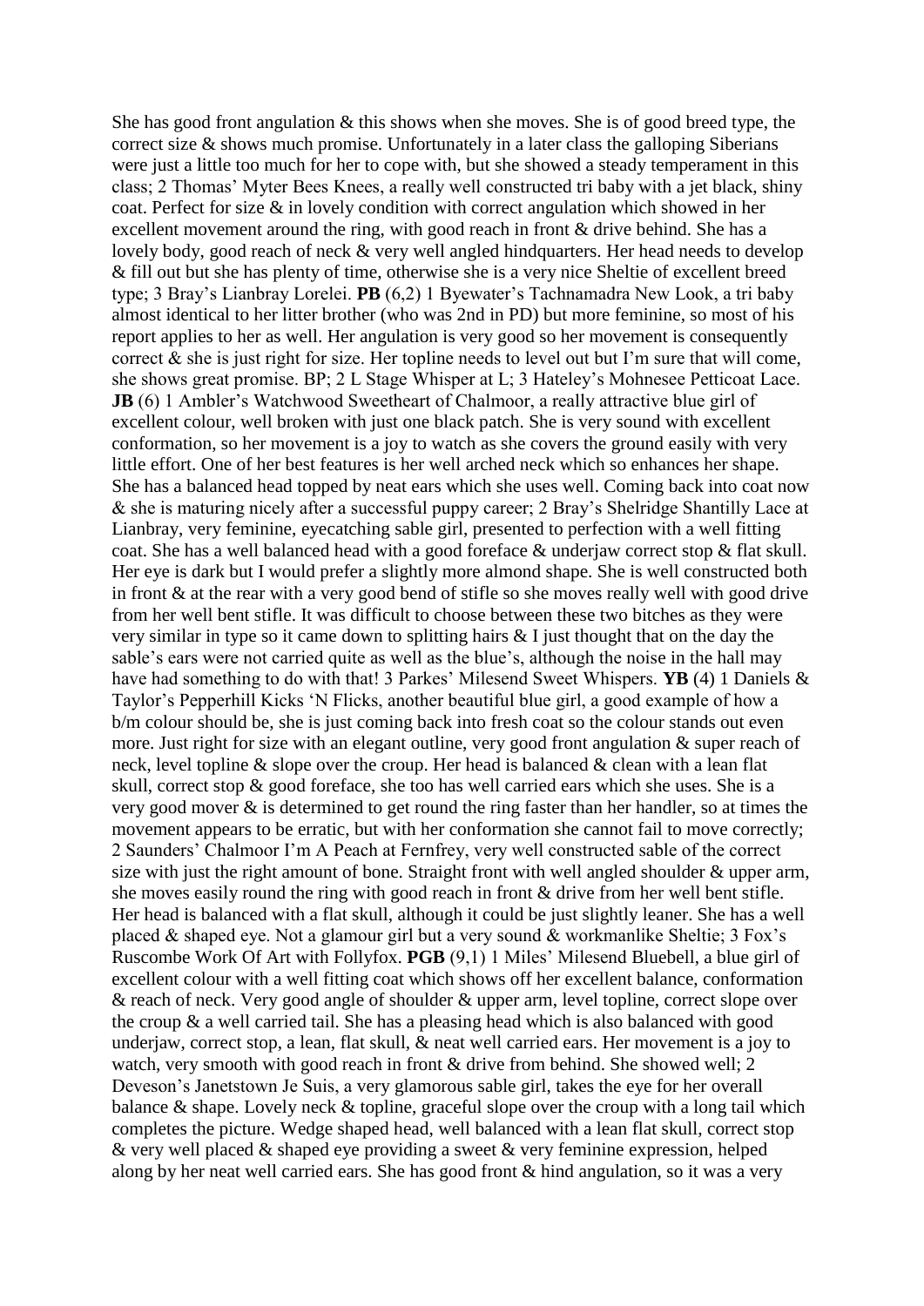She has good front angulation & this shows when she moves. She is of good breed type, the correct size & shows much promise. Unfortunately in a later class the galloping Siberians were just a little too much for her to cope with, but she showed a steady temperament in this class; 2 Thomas' Myter Bees Knees, a really well constructed tri baby with a jet black, shiny coat. Perfect for size & in lovely condition with correct angulation which showed in her excellent movement around the ring, with good reach in front & drive behind. She has a lovely body, good reach of neck & very well angled hindquarters. Her head needs to develop & fill out but she has plenty of time, otherwise she is a very nice Sheltie of excellent breed type; 3 Bray's Lianbray Lorelei. **PB** (6,2) 1 Byewater's Tachnamadra New Look, a tri baby almost identical to her litter brother (who was 2nd in PD) but more feminine, so most of his report applies to her as well. Her angulation is very good so her movement is consequently correct & she is just right for size. Her topline needs to level out but I'm sure that will come, she shows great promise. BP; 2 L Stage Whisper at L; 3 Hateley's Mohnesee Petticoat Lace. **JB** (6) 1 Ambler's Watchwood Sweetheart of Chalmoor, a really attractive blue girl of excellent colour, well broken with just one black patch. She is very sound with excellent conformation, so her movement is a joy to watch as she covers the ground easily with very little effort. One of her best features is her well arched neck which so enhances her shape. She has a balanced head topped by neat ears which she uses well. Coming back into coat now & she is maturing nicely after a successful puppy career; 2 Bray's Shelridge Shantilly Lace at Lianbray, very feminine, eyecatching sable girl, presented to perfection with a well fitting coat. She has a well balanced head with a good foreface & underjaw correct stop & flat skull. Her eye is dark but I would prefer a slightly more almond shape. She is well constructed both in front & at the rear with a very good bend of stifle so she moves really well with good drive from her well bent stifle. It was difficult to choose between these two bitches as they were very similar in type so it came down to splitting hairs & I just thought that on the day the sable's ears were not carried quite as well as the blue's, although the noise in the hall may have had something to do with that! 3 Parkes' Milesend Sweet Whispers. **YB** (4) 1 Daniels & Taylor's Pepperhill Kicks 'N Flicks, another beautiful blue girl, a good example of how a b/m colour should be, she is just coming back into fresh coat so the colour stands out even more. Just right for size with an elegant outline, very good front angulation & super reach of neck, level topline & slope over the croup. Her head is balanced & clean with a lean flat skull, correct stop & good foreface, she too has well carried ears which she uses. She is a very good mover & is determined to get round the ring faster than her handler, so at times the movement appears to be erratic, but with her conformation she cannot fail to move correctly; 2 Saunders' Chalmoor I'm A Peach at Fernfrey, very well constructed sable of the correct size with just the right amount of bone. Straight front with well angled shoulder & upper arm, she moves easily round the ring with good reach in front & drive from her well bent stifle. Her head is balanced with a flat skull, although it could be just slightly leaner. She has a well placed & shaped eye. Not a glamour girl but a very sound & workmanlike Sheltie; 3 Fox's Ruscombe Work Of Art with Follyfox. **PGB** (9,1) 1 Miles' Milesend Bluebell, a blue girl of excellent colour with a well fitting coat which shows off her excellent balance, conformation & reach of neck. Very good angle of shoulder & upper arm, level topline, correct slope over the croup & a well carried tail. She has a pleasing head which is also balanced with good underjaw, correct stop, a lean, flat skull, & neat well carried ears. Her movement is a joy to watch, very smooth with good reach in front & drive from behind. She showed well; 2 Deveson's Janetstown Je Suis, a very glamorous sable girl, takes the eye for her overall balance & shape. Lovely neck & topline, graceful slope over the croup with a long tail which completes the picture. Wedge shaped head, well balanced with a lean flat skull, correct stop & very well placed & shaped eye providing a sweet & very feminine expression, helped along by her neat well carried ears. She has good front & hind angulation, so it was a very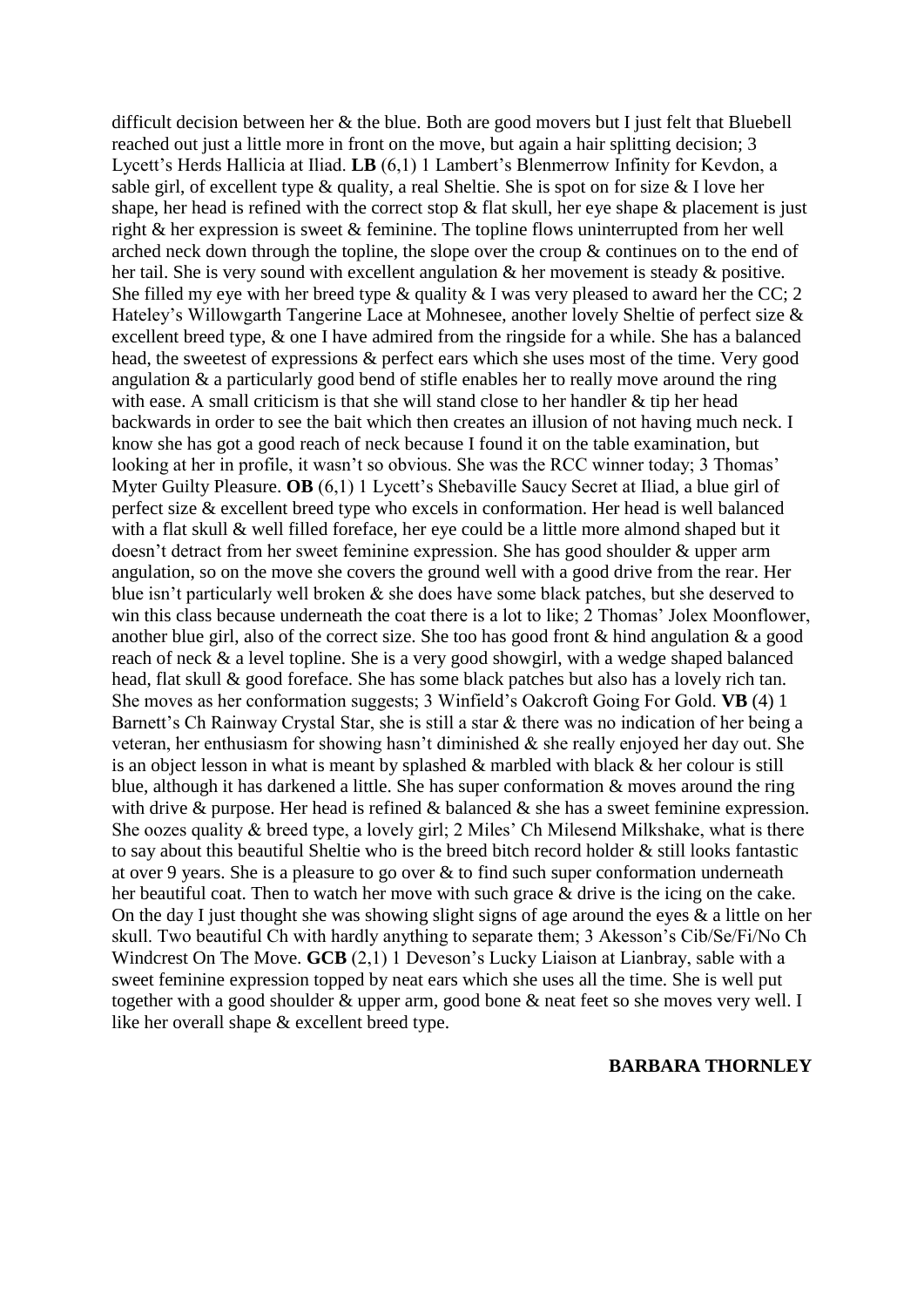difficult decision between her & the blue. Both are good movers but I just felt that Bluebell reached out just a little more in front on the move, but again a hair splitting decision; 3 Lycett's Herds Hallicia at Iliad. **LB** (6,1) 1 Lambert's Blenmerrow Infinity for Kevdon, a sable girl, of excellent type & quality, a real Sheltie. She is spot on for size & I love her shape, her head is refined with the correct stop & flat skull, her eye shape & placement is just right & her expression is sweet & feminine. The topline flows uninterrupted from her well arched neck down through the topline, the slope over the croup & continues on to the end of her tail. She is very sound with excellent angulation & her movement is steady & positive. She filled my eye with her breed type & quality & I was very pleased to award her the CC; 2 Hateley's Willowgarth Tangerine Lace at Mohnesee, another lovely Sheltie of perfect size & excellent breed type, & one I have admired from the ringside for a while. She has a balanced head, the sweetest of expressions & perfect ears which she uses most of the time. Very good angulation & a particularly good bend of stifle enables her to really move around the ring with ease. A small criticism is that she will stand close to her handler & tip her head backwards in order to see the bait which then creates an illusion of not having much neck. I know she has got a good reach of neck because I found it on the table examination, but looking at her in profile, it wasn't so obvious. She was the RCC winner today; 3 Thomas' Myter Guilty Pleasure. **OB** (6,1) 1 Lycett's Shebaville Saucy Secret at Iliad, a blue girl of perfect size & excellent breed type who excels in conformation. Her head is well balanced with a flat skull & well filled foreface, her eye could be a little more almond shaped but it doesn't detract from her sweet feminine expression. She has good shoulder & upper arm angulation, so on the move she covers the ground well with a good drive from the rear. Her blue isn't particularly well broken & she does have some black patches, but she deserved to win this class because underneath the coat there is a lot to like; 2 Thomas' Jolex Moonflower, another blue girl, also of the correct size. She too has good front & hind angulation & a good reach of neck & a level topline. She is a very good showgirl, with a wedge shaped balanced head, flat skull & good foreface. She has some black patches but also has a lovely rich tan. She moves as her conformation suggests; 3 Winfield's Oakcroft Going For Gold. **VB** (4) 1 Barnett's Ch Rainway Crystal Star, she is still a star & there was no indication of her being a veteran, her enthusiasm for showing hasn't diminished & she really enjoyed her day out. She is an object lesson in what is meant by splashed & marbled with black & her colour is still blue, although it has darkened a little. She has super conformation & moves around the ring with drive & purpose. Her head is refined & balanced & she has a sweet feminine expression. She oozes quality & breed type, a lovely girl; 2 Miles' Ch Milesend Milkshake, what is there to say about this beautiful Sheltie who is the breed bitch record holder & still looks fantastic at over 9 years. She is a pleasure to go over & to find such super conformation underneath her beautiful coat. Then to watch her move with such grace & drive is the icing on the cake. On the day I just thought she was showing slight signs of age around the eyes & a little on her skull. Two beautiful Ch with hardly anything to separate them; 3 Akesson's Cib/Se/Fi/No Ch Windcrest On The Move. **GCB** (2,1) 1 Deveson's Lucky Liaison at Lianbray, sable with a sweet feminine expression topped by neat ears which she uses all the time. She is well put together with a good shoulder & upper arm, good bone & neat feet so she moves very well. I like her overall shape & excellent breed type.

**BARBARA THORNLEY**